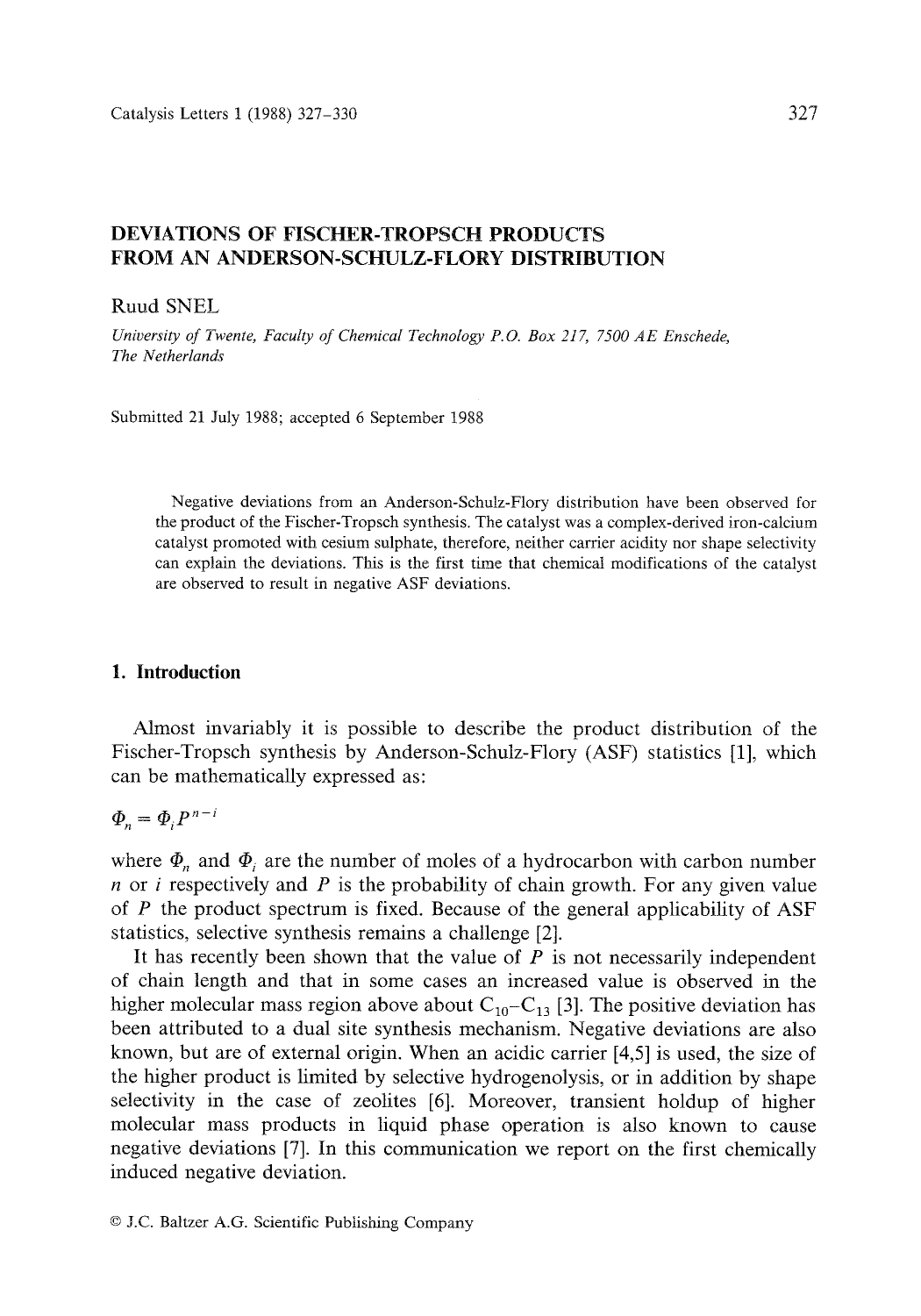# DEVIATIONS OF FISCHER-TROPSCH PRODUCTS FROM AN ANDERSON-SCHULZ-FLORY DISTRIBUTION

Ruud SNEL

*University of Twente, Faculty of Chemical Technology P.O. Box 217, 7500 AE Enschede, The Netherlands*

Submitted 21 July 1988; accepted 6 September 1988

Negative deviations from an Anderson-Schulz-Flory distribution have been observed for the product of the Fischer-Tropsch synthesis. The catalyst was a complex-derived iron-calcium catalyst promoted with cesium sulphate, therefore, neither carrier acidity nor shape selectivity can explain the deviations. This is the first time that chemical modifications of the catalyst are observed to result in negative ASF deviations.

## 1. Introduction

Almost invariably it is possible to describe the product distribution of the Fischer-Tropsch synthesis by Anderson-Schulz-Flory (ASF) statistics [1], which can be mathematically expressed as:

$$\Phi_n = \Phi_i P^{n-i}$$

where $\Phi_n$ and $\Phi_i$ are the number of moles of a hydrocarbon with carbon number $n$ or $i$ respectively and $P$ is the probability of chain growth. For any given value of $P$ the product spectrum is fixed. Because of the general applicability of ASF statistics, selective synthesis remains a challenge [2].

It has recently been shown that the value of $P$ is not necessarily independent of chain length and that in some cases an increased value is observed in the higher molecular mass region above about $C_{10}$–$C_{13}$ [3]. The positive deviation has been attributed to a dual site synthesis mechanism. Negative deviations are also known, but are of external origin. When an acidic carrier [4,5] is used, the size of the higher product is limited by selective hydrogenolysis, or in addition by shape selectivity in the case of zeolites [6]. Moreover, transient holdup of higher molecular mass products in liquid phase operation is also known to cause negative deviations [7]. In this communication we report on the first chemically induced negative deviation.

© J.C. Baltzer A.G. Scientific Publishing Company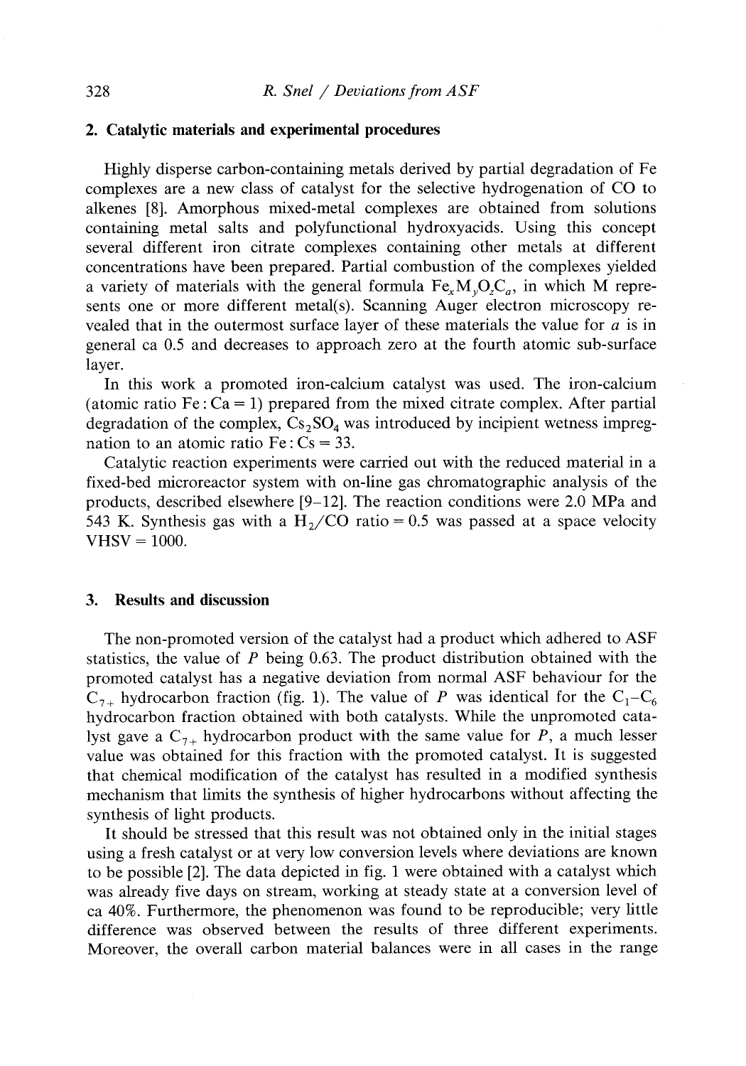## 2. Catalytic materials and experimental procedures

Highly disperse carbon-containing metals derived by partial degradation of Fe complexes are a new class of catalyst for the selective hydrogenation of CO to alkenes [8]. Amorphous mixed-metal complexes are obtained from solutions containing metal salts and polyfunctional hydroxyacids. Using this concept several different iron citrate complexes containing other metals at different concentrations have been prepared. Partial combustion of the complexes yielded a variety of materials with the general formula $Fe_xM_yO_zC_a$, in which M represents one or more different metal(s). Scanning Auger electron microscopy revealed that in the outermost surface layer of these materials the value for $a$ is in general ca 0.5 and decreases to approach zero at the fourth atomic sub-surface layer.

In this work a promoted iron-calcium catalyst was used. The iron-calcium (atomic ratio Fe : Ca = 1) prepared from the mixed citrate complex. After partial degradation of the complex, $Cs_2SO_4$ was introduced by incipient wetness impregnation to an atomic ratio Fe : Cs = 33.

Catalytic reaction experiments were carried out with the reduced material in a fixed-bed microreactor system with on-line gas chromatographic analysis of the products, described elsewhere [9–12]. The reaction conditions were 2.0 MPa and 543 K. Synthesis gas with a $H_2/CO$ ratio = 0.5 was passed at a space velocity VHSV = 1000.

## 3. Results and discussion

The non-promoted version of the catalyst had a product which adhered to ASF statistics, the value of $P$ being 0.63. The product distribution obtained with the promoted catalyst has a negative deviation from normal ASF behaviour for the $C_{7+}$ hydrocarbon fraction (fig. 1). The value of $P$ was identical for the $C_1$–$C_6$ hydrocarbon fraction obtained with both catalysts. While the unpromoted catalyst gave a $C_{7+}$ hydrocarbon product with the same value for $P$, a much lesser value was obtained for this fraction with the promoted catalyst. It is suggested that chemical modification of the catalyst has resulted in a modified synthesis mechanism that limits the synthesis of higher hydrocarbons without affecting the synthesis of light products.

It should be stressed that this result was not obtained only in the initial stages using a fresh catalyst or at very low conversion levels where deviations are known to be possible [2]. The data depicted in fig. 1 were obtained with a catalyst which was already five days on stream, working at steady state at a conversion level of ca 40%. Furthermore, the phenomenon was found to be reproducible; very little difference was observed between the results of three different experiments. Moreover, the overall carbon material balances were in all cases in the range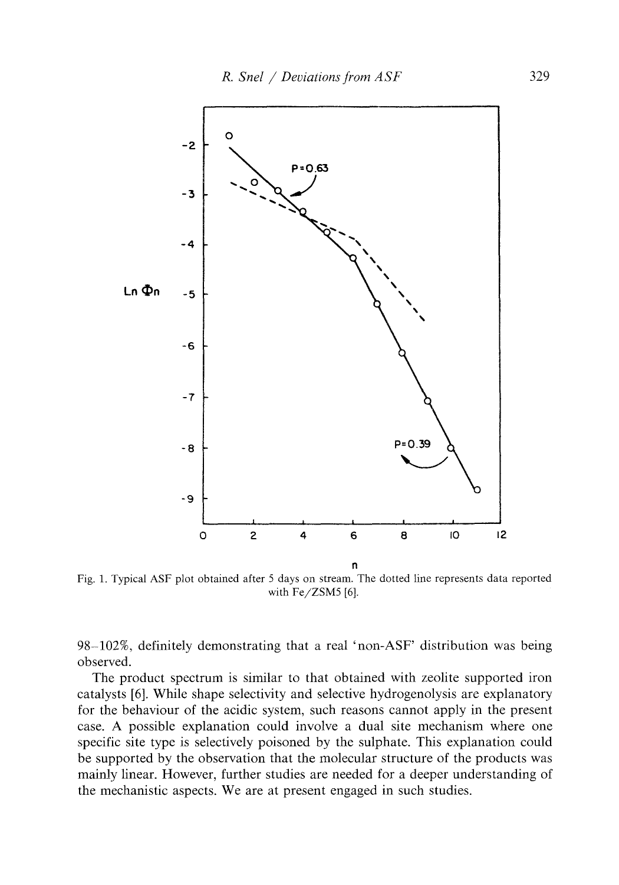Fig. 1. Typical ASF plot obtained after 5 days on stream. The dotted line represents data reported with Fe/ZSM5 [6].

98–102%, definitely demonstrating that a real 'non-ASF' distribution was being observed.

The product spectrum is similar to that obtained with zeolite supported iron catalysts [6]. While shape selectivity and selective hydrogenolysis are explanatory for the behaviour of the acidic system, such reasons cannot apply in the present case. A possible explanation could involve a dual site mechanism where one specific site type is selectively poisoned by the sulphate. This explanation could be supported by the observation that the molecular structure of the products was mainly linear. However, further studies are needed for a deeper understanding of the mechanistic aspects. We are at present engaged in such studies.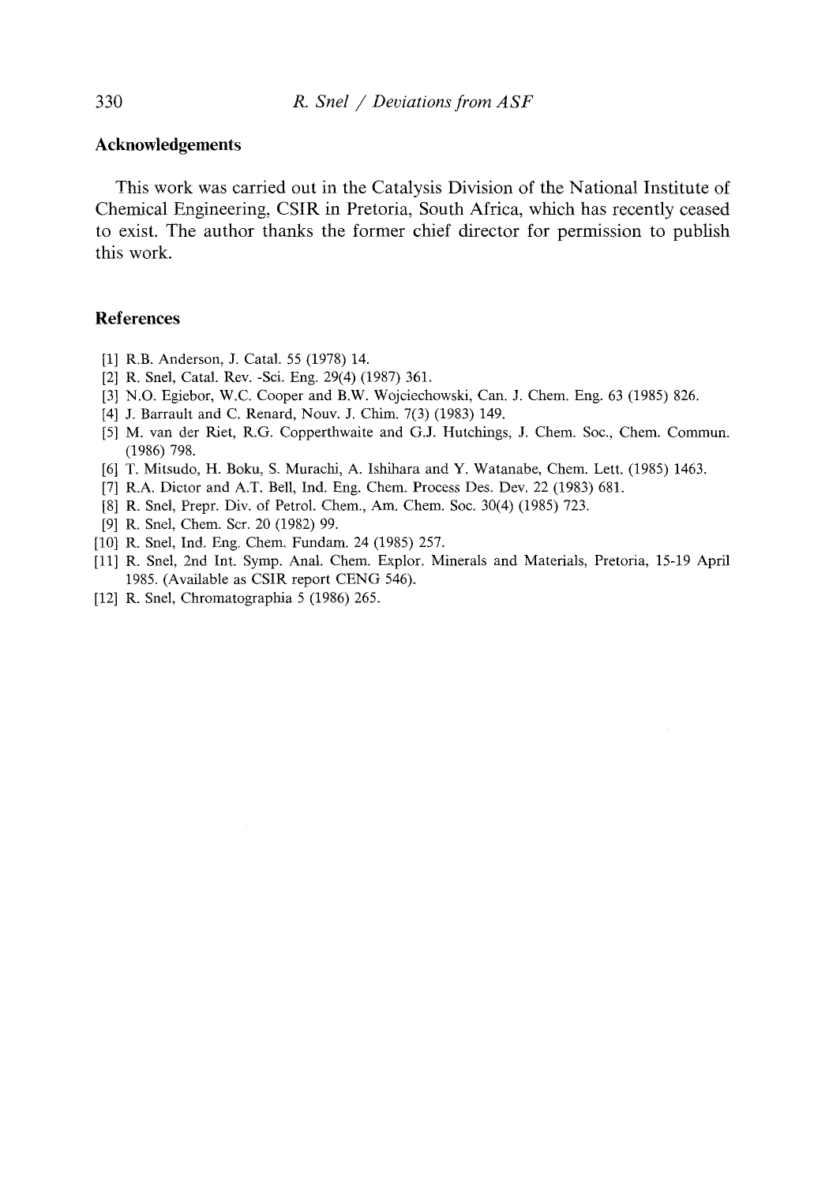## Acknowledgements

This work was carried out in the Catalysis Division of the National Institute of Chemical Engineering, CSIR in Pretoria, South Africa, which has recently ceased to exist. The author thanks the former chief director for permission to publish this work.

## References

[1] R.B. Anderson, J. Catal. 55 (1978) 14.

[2] R. Snel, Catal. Rev. -Sci. Eng. 29(4) (1987) 361.

[3] N.O. Egiebor, W.C. Cooper and B.W. Wojciechowski, Can. J. Chem. Eng. 63 (1985) 826.

[4] J. Barrault and C. Renard, Nouv. J. Chim. 7(3) (1983) 149.

[5] M. van der Riet, R.G. Copperthwaite and G.J. Hutchings, J. Chem. Soc., Chem. Commun. (1986) 798.

[6] T. Mitsudo, H. Boku, S. Murachi, A. Ishihara and Y. Watanabe, Chem. Lett. (1985) 1463.

[7] R.A. Dictor and A.T. Bell, Ind. Eng. Chem. Process Des. Dev. 22 (1983) 681.

[8] R. Snel, Prepr. Div. of Petrol. Chem., Am. Chem. Soc. 30(4) (1985) 723.

[9] R. Snel, Chem. Scr. 20 (1982) 99.

[10] R. Snel, Ind. Eng. Chem. Fundam. 24 (1985) 257.

[11] R. Snel, 2nd Int. Symp. Anal. Chem. Explor. Minerals and Materials, Pretoria, 15-19 April 1985. (Available as CSIR report CENG 546).

[12] R. Snel, Chromatographia 5 (1986) 265.